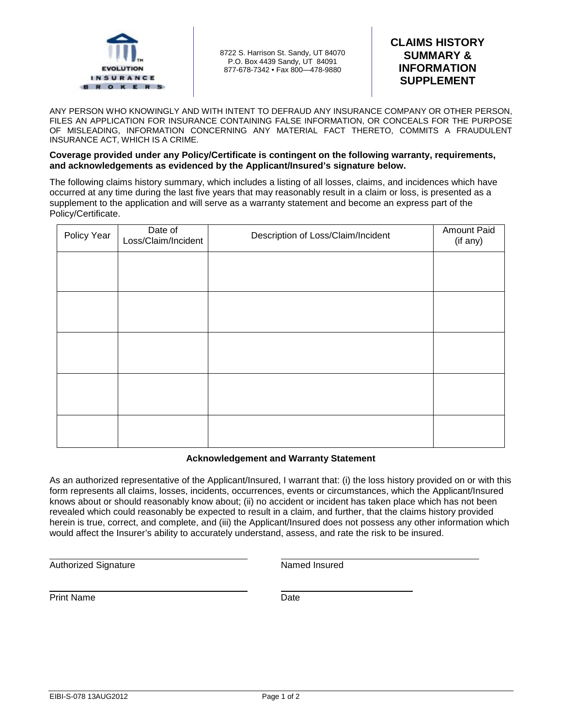EVOLUTION INSURANCE BROKERS

8722 S. Harrison St. Sandy, UT 84070
P.O. Box 4439 Sandy, UT 84091
877-678-7342 • Fax 800—478-9880

# CLAIMS HISTORY SUMMARY & INFORMATION SUPPLEMENT

ANY PERSON WHO KNOWINGLY AND WITH INTENT TO DEFRAUD ANY INSURANCE COMPANY OR OTHER PERSON, FILES AN APPLICATION FOR INSURANCE CONTAINING FALSE INFORMATION, OR CONCEALS FOR THE PURPOSE OF MISLEADING, INFORMATION CONCERNING ANY MATERIAL FACT THERETO, COMMITS A FRAUDULENT INSURANCE ACT, WHICH IS A CRIME.

**Coverage provided under any Policy/Certificate is contingent on the following warranty, requirements, and acknowledgements as evidenced by the Applicant/Insured's signature below.**

The following claims history summary, which includes a listing of all losses, claims, and incidences which have occurred at any time during the last five years that may reasonably result in a claim or loss, is presented as a supplement to the application and will serve as a warranty statement and become an express part of the Policy/Certificate.

| Policy Year | Date of Loss/Claim/Incident | Description of Loss/Claim/Incident | Amount Paid (if any) |
|---|---|---|---|
| | | | |
| | | | |
| | | | |
| | | | |
| | | | |

**Acknowledgement and Warranty Statement**

As an authorized representative of the Applicant/Insured, I warrant that: (i) the loss history provided on or with this form represents all claims, losses, incidents, occurrences, events or circumstances, which the Applicant/Insured knows about or should reasonably know about; (ii) no accident or incident has taken place which has not been revealed which could reasonably be expected to result in a claim, and further, that the claims history provided herein is true, correct, and complete, and (iii) the Applicant/Insured does not possess any other information which would affect the Insurer's ability to accurately understand, assess, and rate the risk to be insured.

______________________________ Authorized Signature

______________________________ Named Insured

______________________________ Print Name

______________________________ Date

EIBI-S-078 13AUG2012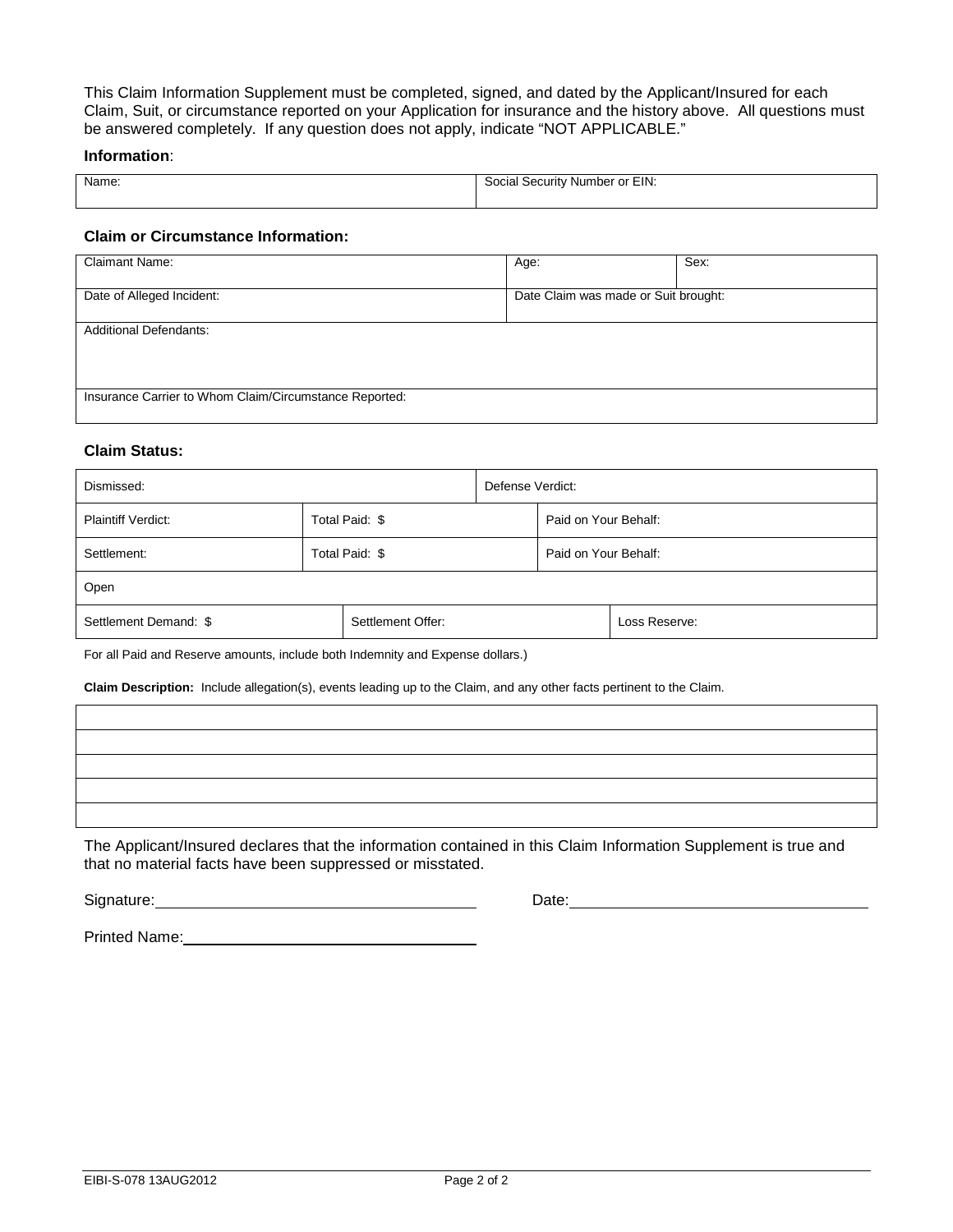This Claim Information Supplement must be completed, signed, and dated by the Applicant/Insured for each Claim, Suit, or circumstance reported on your Application for insurance and the history above. All questions must be answered completely. If any question does not apply, indicate "NOT APPLICABLE."

**Information**:

| | |
|---|---|
| Name: | Social Security Number or EIN: |

### Claim or Circumstance Information:

| | | |
|---|---|---|
| Claimant Name: | Age: | Sex: |
| Date of Alleged Incident: | Date Claim was made or Suit brought: | |
| Additional Defendants: | | |
| Insurance Carrier to Whom Claim/Circumstance Reported: | | |

### Claim Status:

| | | |
|---|---|---|
| Dismissed: | Defense Verdict: | |
| Plaintiff Verdict: | Total Paid: $ | Paid on Your Behalf: |
| Settlement: | Total Paid: $ | Paid on Your Behalf: |
| Open | | |
| Settlement Demand: $ | Settlement Offer: | Loss Reserve: |

For all Paid and Reserve amounts, include both Indemnity and Expense dollars.)

**Claim Description:** Include allegation(s), events leading up to the Claim, and any other facts pertinent to the Claim.

| |
|---|
| |
| |
| |
| |
| |

The Applicant/Insured declares that the information contained in this Claim Information Supplement is true and that no material facts have been suppressed or misstated.

Signature: ______________________________ Date: ______________________________

Printed Name: ______________________________

EIBI-S-078 13AUG2012